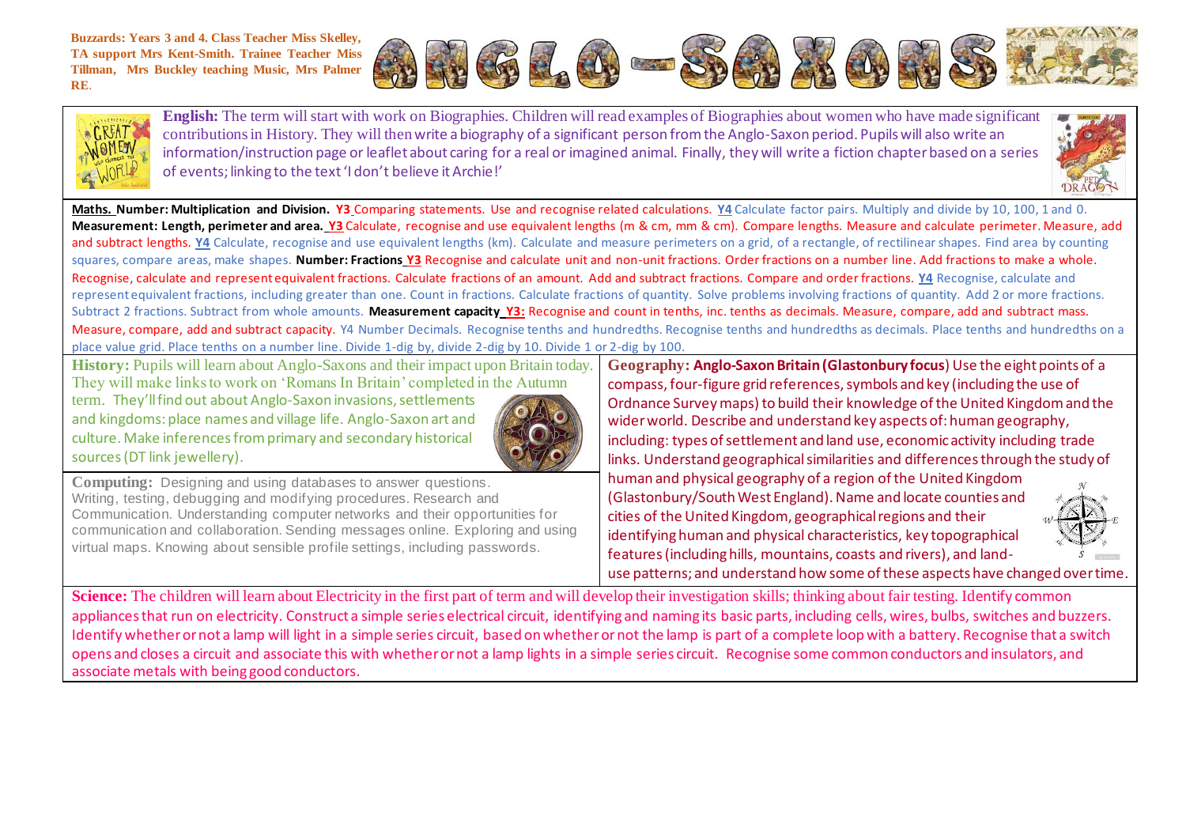Buzzards: Years 3 and 4. Class Teacher Miss Skelley, TA support Mrs Kent-Smith. Trainee Teacher Miss Tillman, Mrs Buckley teaching Music, Mrs Palmer RE.

# ANGLO-SAXONS

**English:** The term will start with work on Biographies. Children will read examples of Biographies about women who have made significant contributions in History. They will then write a biography of a significant person from the Anglo-Saxon period. Pupils will also write an information/instruction page or leaflet about caring for a real or imagined animal. Finally, they will write a fiction chapter based on a series of events; linking to the text 'I don't believe it Archie!'

**Maths. Number: Multiplication and Division.** **Y3** Comparing statements. Use and recognise related calculations. **Y4** Calculate factor pairs. Multiply and divide by 10, 100, 1 and 0. **Measurement: Length, perimeter and area.** **Y3** Calculate, recognise and use equivalent lengths (m & cm, mm & cm). Compare lengths. Measure and calculate perimeter. Measure, add and subtract lengths. **Y4** Calculate, recognise and use equivalent lengths (km). Calculate and measure perimeters on a grid, of a rectangle, of rectilinear shapes. Find area by counting squares, compare areas, make shapes. **Number: Fractions** **Y3** Recognise and calculate unit and non-unit fractions. Order fractions on a number line. Add fractions to make a whole. Recognise, calculate and represent equivalent fractions. Calculate fractions of an amount. Add and subtract fractions. Compare and order fractions. **Y4** Recognise, calculate and represent equivalent fractions, including greater than one. Count in fractions. Calculate fractions of quantity. Solve problems involving fractions of quantity. Add 2 or more fractions. Subtract 2 fractions. Subtract from whole amounts. **Measurement capacity** **Y3:** Recognise and count in tenths, inc. tenths as decimals. Measure, compare, add and subtract mass. Measure, compare, add and subtract capacity. Y4 Number Decimals. Recognise tenths and hundredths. Recognise tenths and hundredths as decimals. Place tenths and hundredths on a place value grid. Place tenths on a number line. Divide 1-dig by, divide 2-dig by 10. Divide 1 or 2-dig by 100.

**History:** Pupils will learn about Anglo-Saxons and their impact upon Britain today. They will make links to work on 'Romans In Britain' completed in the Autumn term. They'll find out about Anglo-Saxon invasions, settlements and kingdoms: place names and village life. Anglo-Saxon art and culture. Make inferences from primary and secondary historical sources (DT link jewellery).

**Computing:** Designing and using databases to answer questions. Writing, testing, debugging and modifying procedures. Research and Communication. Understanding computer networks and their opportunities for communication and collaboration. Sending messages online. Exploring and using virtual maps. Knowing about sensible profile settings, including passwords.

**Geography: Anglo-Saxon Britain (Glastonbury focus**) Use the eight points of a compass, four-figure grid references, symbols and key (including the use of Ordnance Survey maps) to build their knowledge of the United Kingdom and the wider world. Describe and understand key aspects of: human geography, including: types of settlement and land use, economic activity including trade links. Understand geographical similarities and differences through the study of human and physical geography of a region of the United Kingdom (Glastonbury/South West England). Name and locate counties and cities of the United Kingdom, geographical regions and their identifying human and physical characteristics, key topographical features (including hills, mountains, coasts and rivers), and land-use patterns; and understand how some of these aspects have changed over time.

**Science:** The children will learn about Electricity in the first part of term and will develop their investigation skills; thinking about fair testing. Identify common appliances that run on electricity. Construct a simple series electrical circuit, identifying and naming its basic parts, including cells, wires, bulbs, switches and buzzers. Identify whether or not a lamp will light in a simple series circuit, based on whether or not the lamp is part of a complete loop with a battery. Recognise that a switch opens and closes a circuit and associate this with whether or not a lamp lights in a simple series circuit. Recognise some common conductors and insulators, and associate metals with being good conductors.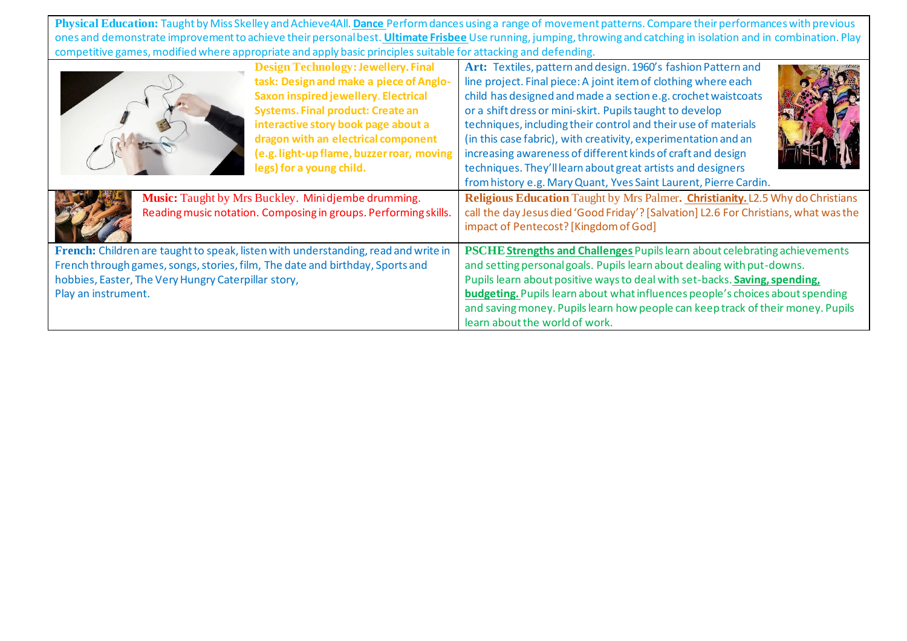**Physical Education:** Taught by Miss Skelley and Achieve4All. **Dance** Perform dances using a range of movement patterns. Compare their performances with previous ones and demonstrate improvement to achieve their personal best. **Ultimate Frisbee** Use running, jumping, throwing and catching in isolation and in combination. Play competitive games, modified where appropriate and apply basic principles suitable for attacking and defending.

| | |
|---|---|
| **Design Technology: Jewellery. Final task: Design and make a piece of Anglo-Saxon inspired jewellery. Electrical Systems. Final product: Create an interactive story book page about a dragon with an electrical component (e.g. light-up flame, buzzer roar, moving legs) for a young child.** | **Art:** Textiles, pattern and design. 1960's fashion Pattern and line project. Final piece: A joint item of clothing where each child has designed and made a section e.g. crochet waistcoats or a shift dress or mini-skirt. Pupils taught to develop techniques, including their control and their use of materials (in this case fabric), with creativity, experimentation and an increasing awareness of different kinds of craft and design techniques. They'll learn about great artists and designers from history e.g. Mary Quant, Yves Saint Laurent, Pierre Cardin. |
| **Music:** Taught by Mrs Buckley. Mini djembe drumming. Reading music notation. Composing in groups. Performing skills. | **Religious Education** Taught by Mrs Palmer. **Christianity.** L2.5 Why do Christians call the day Jesus died 'Good Friday'? [Salvation] L2.6 For Christians, what was the impact of Pentecost? [Kingdom of God] |
| **French:** Children are taught to speak, listen with understanding, read and write in French through games, songs, stories, film, The date and birthday, Sports and hobbies, Easter, The Very Hungry Caterpillar story, Play an instrument. | **PSCHE** **Strengths and Challenges** Pupils learn about celebrating achievements and setting personal goals. Pupils learn about dealing with put-downs. Pupils learn about positive ways to deal with set-backs. **Saving, spending, budgeting.** Pupils learn about what influences people's choices about spending and saving money. Pupils learn how people can keep track of their money. Pupils learn about the world of work. |